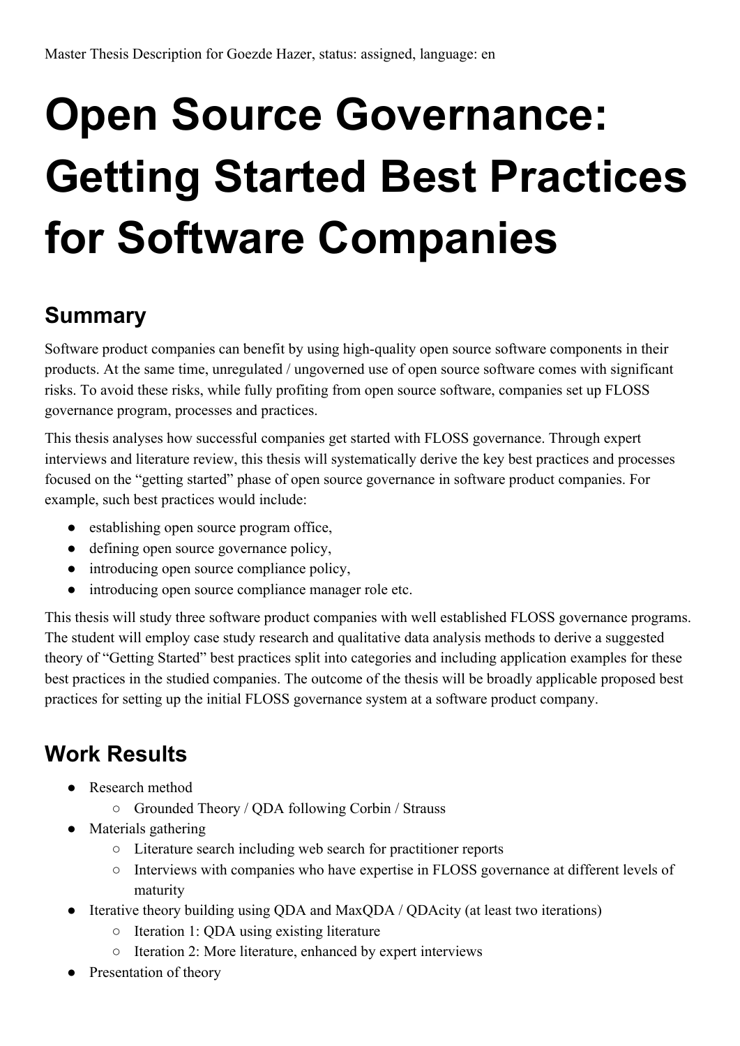Master Thesis Description for Goezde Hazer, status: assigned, language: en

# Open Source Governance: Getting Started Best Practices for Software Companies

## Summary

Software product companies can benefit by using high-quality open source software components in their products. At the same time, unregulated / ungoverned use of open source software comes with significant risks. To avoid these risks, while fully profiting from open source software, companies set up FLOSS governance program, processes and practices.

This thesis analyses how successful companies get started with FLOSS governance. Through expert interviews and literature review, this thesis will systematically derive the key best practices and processes focused on the "getting started" phase of open source governance in software product companies. For example, such best practices would include:

- establishing open source program office,
- defining open source governance policy,
- introducing open source compliance policy,
- introducing open source compliance manager role etc.

This thesis will study three software product companies with well established FLOSS governance programs. The student will employ case study research and qualitative data analysis methods to derive a suggested theory of "Getting Started" best practices split into categories and including application examples for these best practices in the studied companies. The outcome of the thesis will be broadly applicable proposed best practices for setting up the initial FLOSS governance system at a software product company.

## Work Results

- Research method
  - Grounded Theory / QDA following Corbin / Strauss
- Materials gathering
  - Literature search including web search for practitioner reports
  - Interviews with companies who have expertise in FLOSS governance at different levels of maturity
- Iterative theory building using QDA and MaxQDA / QDAcity (at least two iterations)
  - Iteration 1: QDA using existing literature
  - Iteration 2: More literature, enhanced by expert interviews
- Presentation of theory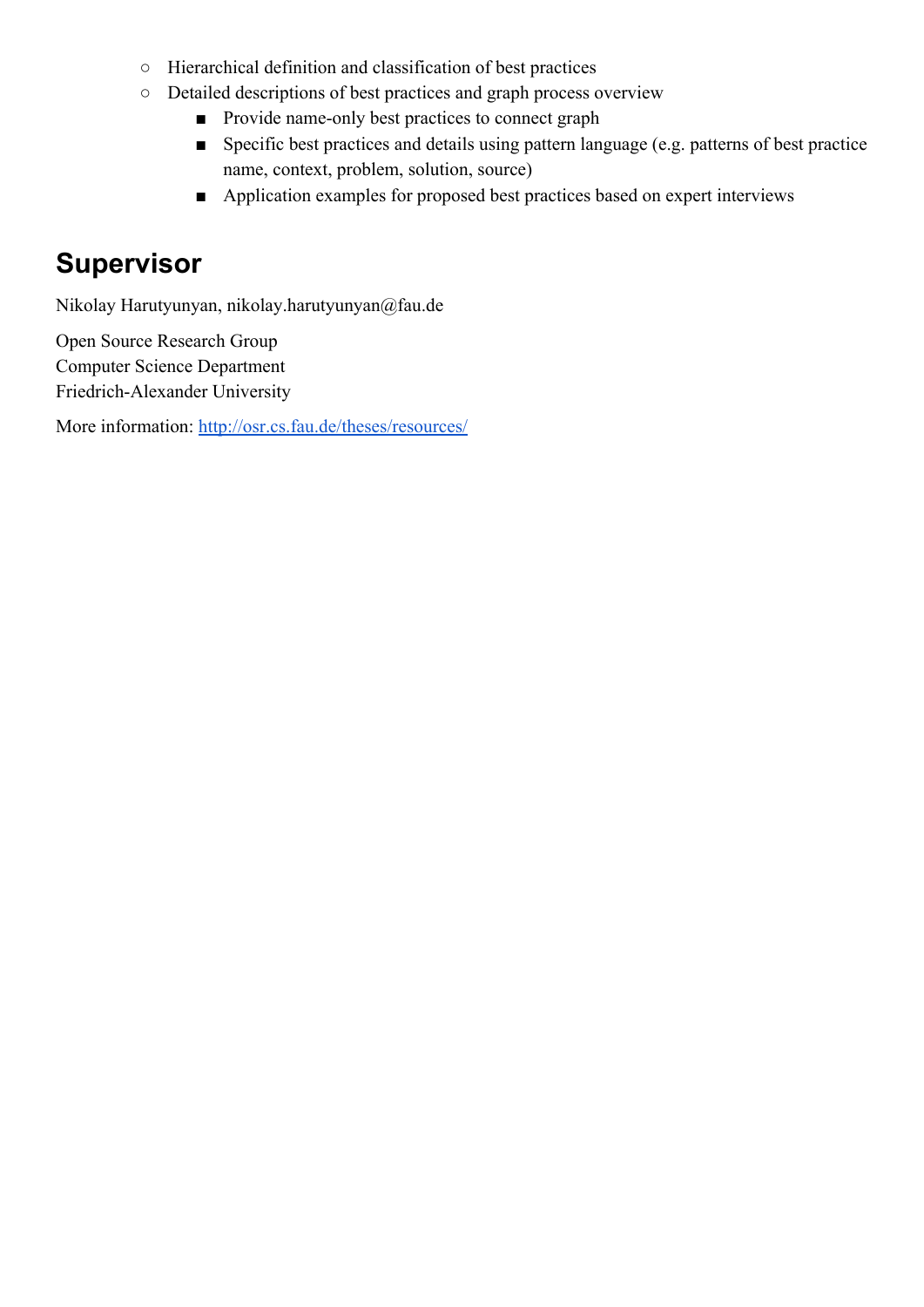- Hierarchical definition and classification of best practices
- Detailed descriptions of best practices and graph process overview
    - Provide name-only best practices to connect graph
    - Specific best practices and details using pattern language (e.g. patterns of best practice name, context, problem, solution, source)
    - Application examples for proposed best practices based on expert interviews

## Supervisor

Nikolay Harutyunyan, nikolay.harutyunyan@fau.de

Open Source Research Group
Computer Science Department
Friedrich-Alexander University

More information: [http://osr.cs.fau.de/theses/resources/](http://osr.cs.fau.de/theses/resources/)